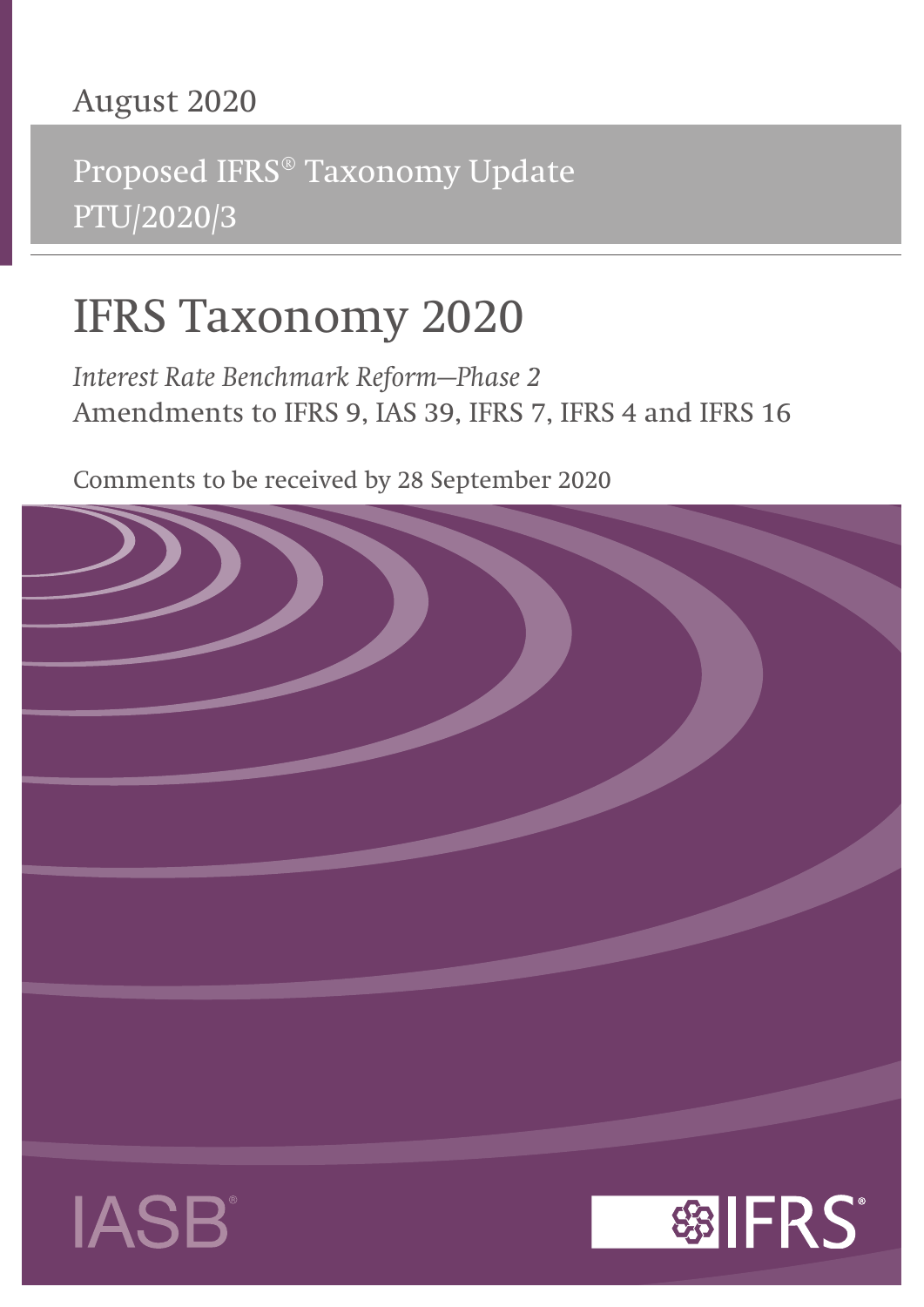August 2020

Proposed IFRS® Taxonomy Update
PTU/2020/3

# IFRS Taxonomy 2020

*Interest Rate Benchmark Reform—Phase 2*
Amendments to IFRS 9, IAS 39, IFRS 7, IFRS 4 and IFRS 16

Comments to be received by 28 September 2020

IASB®

IFRS®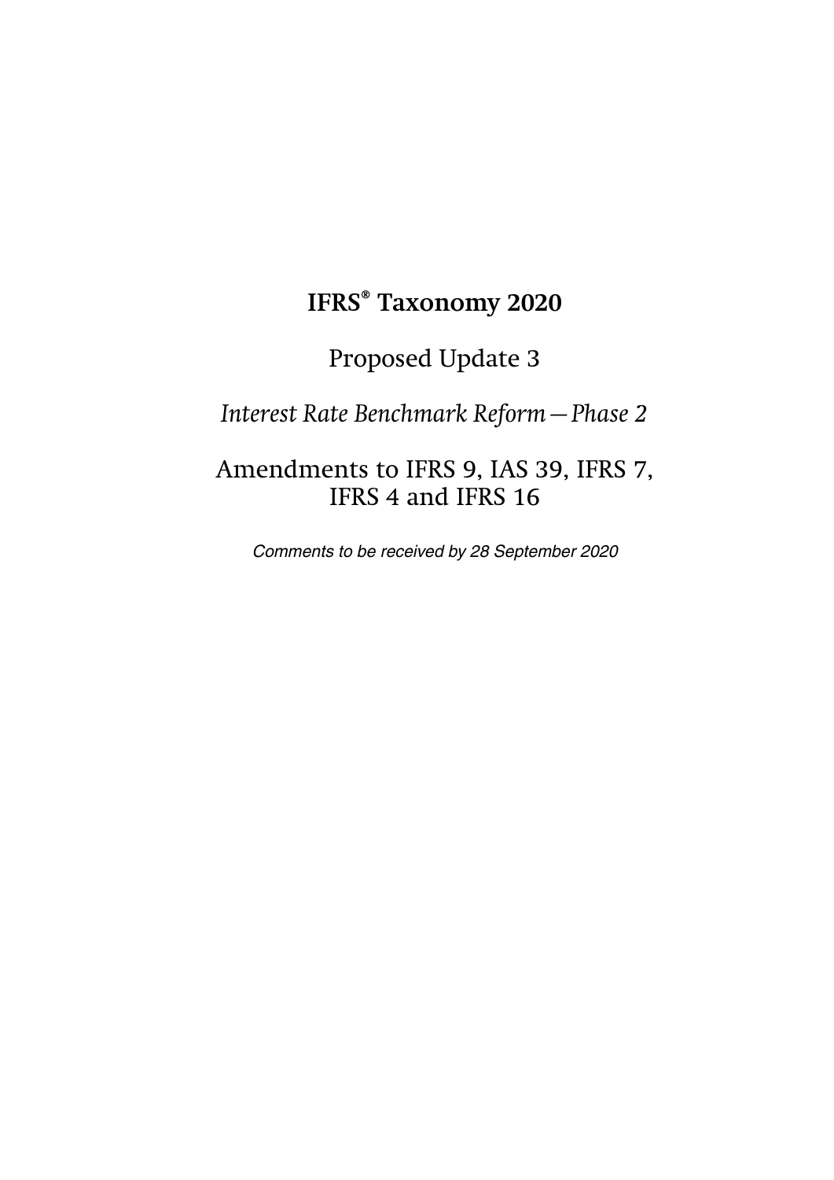# IFRS® Taxonomy 2020

## Proposed Update 3

## *Interest Rate Benchmark Reform—Phase 2*

## Amendments to IFRS 9, IAS 39, IFRS 7, IFRS 4 and IFRS 16

*Comments to be received by 28 September 2020*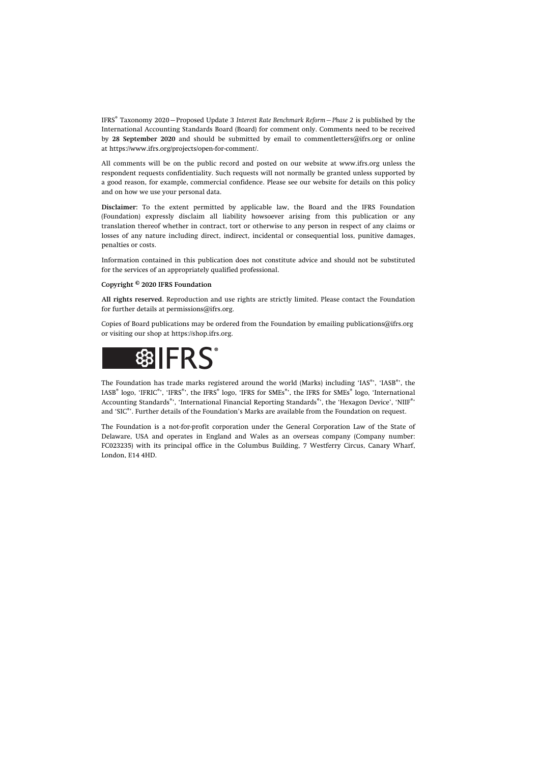IFRS® Taxonomy 2020—Proposed Update 3 *Interest Rate Benchmark Reform—Phase 2* is published by the International Accounting Standards Board (Board) for comment only. Comments need to be received by **28 September 2020** and should be submitted by email to commentletters@ifrs.org or online at https://www.ifrs.org/projects/open-for-comment/.

All comments will be on the public record and posted on our website at www.ifrs.org unless the respondent requests confidentiality. Such requests will not normally be granted unless supported by a good reason, for example, commercial confidence. Please see our website for details on this policy and on how we use your personal data.

**Disclaimer:** To the extent permitted by applicable law, the Board and the IFRS Foundation (Foundation) expressly disclaim all liability howsoever arising from this publication or any translation thereof whether in contract, tort or otherwise to any person in respect of any claims or losses of any nature including direct, indirect, incidental or consequential loss, punitive damages, penalties or costs.

Information contained in this publication does not constitute advice and should not be substituted for the services of an appropriately qualified professional.

**Copyright © 2020 IFRS Foundation**

**All rights reserved.** Reproduction and use rights are strictly limited. Please contact the Foundation for further details at permissions@ifrs.org.

Copies of Board publications may be ordered from the Foundation by emailing publications@ifrs.org or visiting our shop at https://shop.ifrs.org.

IFRS®

The Foundation has trade marks registered around the world (Marks) including 'IAS®', 'IASB®', the IASB® logo, 'IFRIC®', 'IFRS®', the IFRS® logo, 'IFRS for SMEs®', the IFRS for SMEs® logo, 'International Accounting Standards®', 'International Financial Reporting Standards®', the 'Hexagon Device', 'NIIF®' and 'SIC®'. Further details of the Foundation's Marks are available from the Foundation on request.

The Foundation is a not-for-profit corporation under the General Corporation Law of the State of Delaware, USA and operates in England and Wales as an overseas company (Company number: FC023235) with its principal office in the Columbus Building, 7 Westferry Circus, Canary Wharf, London, E14 4HD.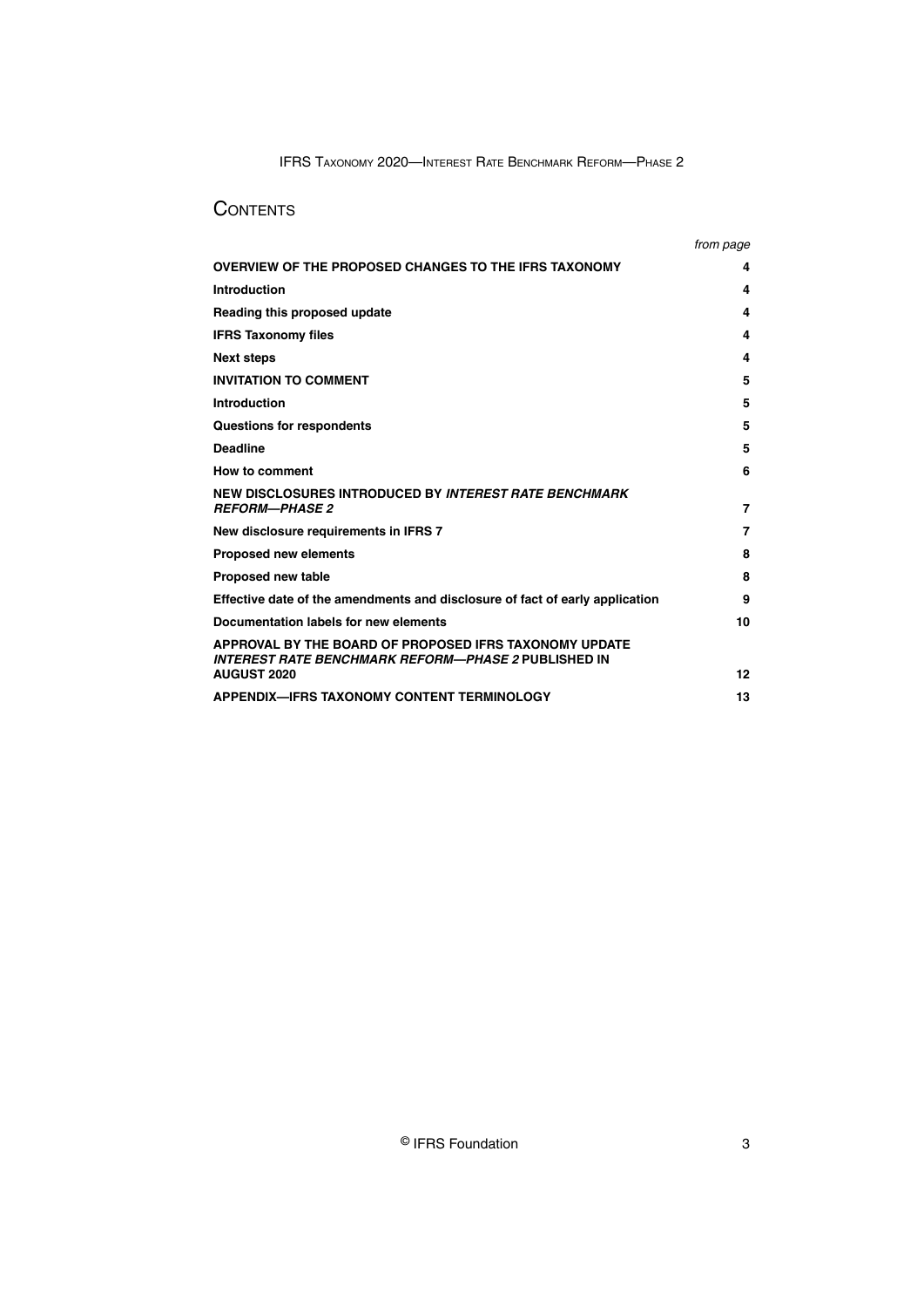# Contents

| | *from page* |
|---|---|
| **OVERVIEW OF THE PROPOSED CHANGES TO THE IFRS TAXONOMY** | **4** |
| **Introduction** | **4** |
| **Reading this proposed update** | **4** |
| **IFRS Taxonomy files** | **4** |
| **Next steps** | **4** |
| **INVITATION TO COMMENT** | **5** |
| **Introduction** | **5** |
| **Questions for respondents** | **5** |
| **Deadline** | **5** |
| **How to comment** | **6** |
| **NEW DISCLOSURES INTRODUCED BY *INTEREST RATE BENCHMARK REFORM—PHASE 2*** | **7** |
| **New disclosure requirements in IFRS 7** | **7** |
| **Proposed new elements** | **8** |
| **Proposed new table** | **8** |
| **Effective date of the amendments and disclosure of fact of early application** | **9** |
| **Documentation labels for new elements** | **10** |
| **APPROVAL BY THE BOARD OF PROPOSED IFRS TAXONOMY UPDATE *INTEREST RATE BENCHMARK REFORM—PHASE 2* PUBLISHED IN AUGUST 2020** | **12** |
| **APPENDIX—IFRS TAXONOMY CONTENT TERMINOLOGY** | **13** |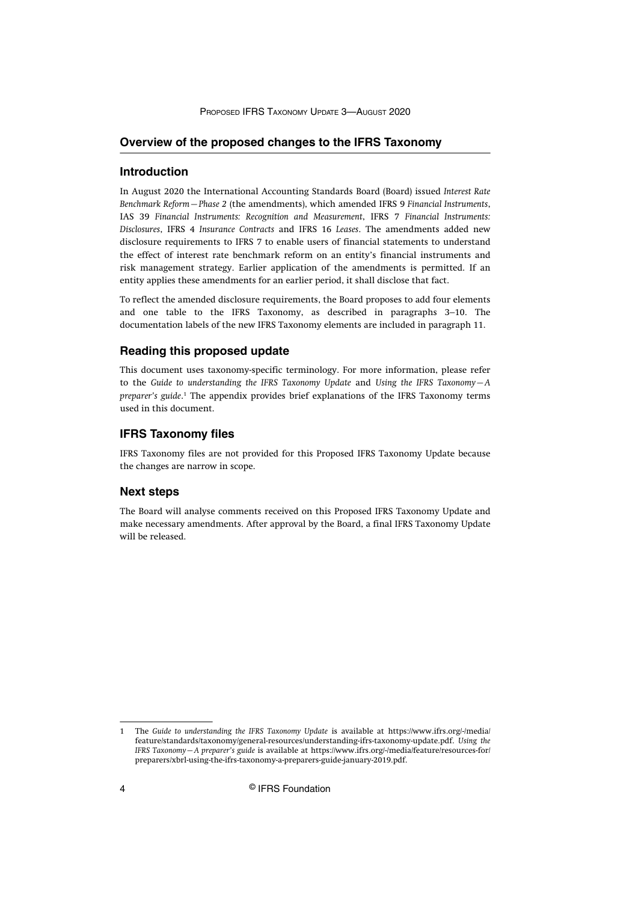## Overview of the proposed changes to the IFRS Taxonomy

### Introduction

In August 2020 the International Accounting Standards Board (Board) issued *Interest Rate Benchmark Reform—Phase 2* (the amendments), which amended IFRS 9 *Financial Instruments*, IAS 39 *Financial Instruments: Recognition and Measurement*, IFRS 7 *Financial Instruments: Disclosures*, IFRS 4 *Insurance Contracts* and IFRS 16 *Leases*. The amendments added new disclosure requirements to IFRS 7 to enable users of financial statements to understand the effect of interest rate benchmark reform on an entity's financial instruments and risk management strategy. Earlier application of the amendments is permitted. If an entity applies these amendments for an earlier period, it shall disclose that fact.

To reflect the amended disclosure requirements, the Board proposes to add four elements and one table to the IFRS Taxonomy, as described in paragraphs 3–10. The documentation labels of the new IFRS Taxonomy elements are included in paragraph 11.

### Reading this proposed update

This document uses taxonomy-specific terminology. For more information, please refer to the *Guide to understanding the IFRS Taxonomy Update* and *Using the IFRS Taxonomy—A preparer's guide*.[1] The appendix provides brief explanations of the IFRS Taxonomy terms used in this document.

### IFRS Taxonomy files

IFRS Taxonomy files are not provided for this Proposed IFRS Taxonomy Update because the changes are narrow in scope.

### Next steps

The Board will analyse comments received on this Proposed IFRS Taxonomy Update and make necessary amendments. After approval by the Board, a final IFRS Taxonomy Update will be released.

---

1 The *Guide to understanding the IFRS Taxonomy Update* is available at https://www.ifrs.org/-/media/feature/standards/taxonomy/general-resources/understanding-ifrs-taxonomy-update.pdf. *Using the IFRS Taxonomy—A preparer's guide* is available at https://www.ifrs.org/-/media/feature/resources-for/preparers/xbrl-using-the-ifrs-taxonomy-a-preparers-guide-january-2019.pdf.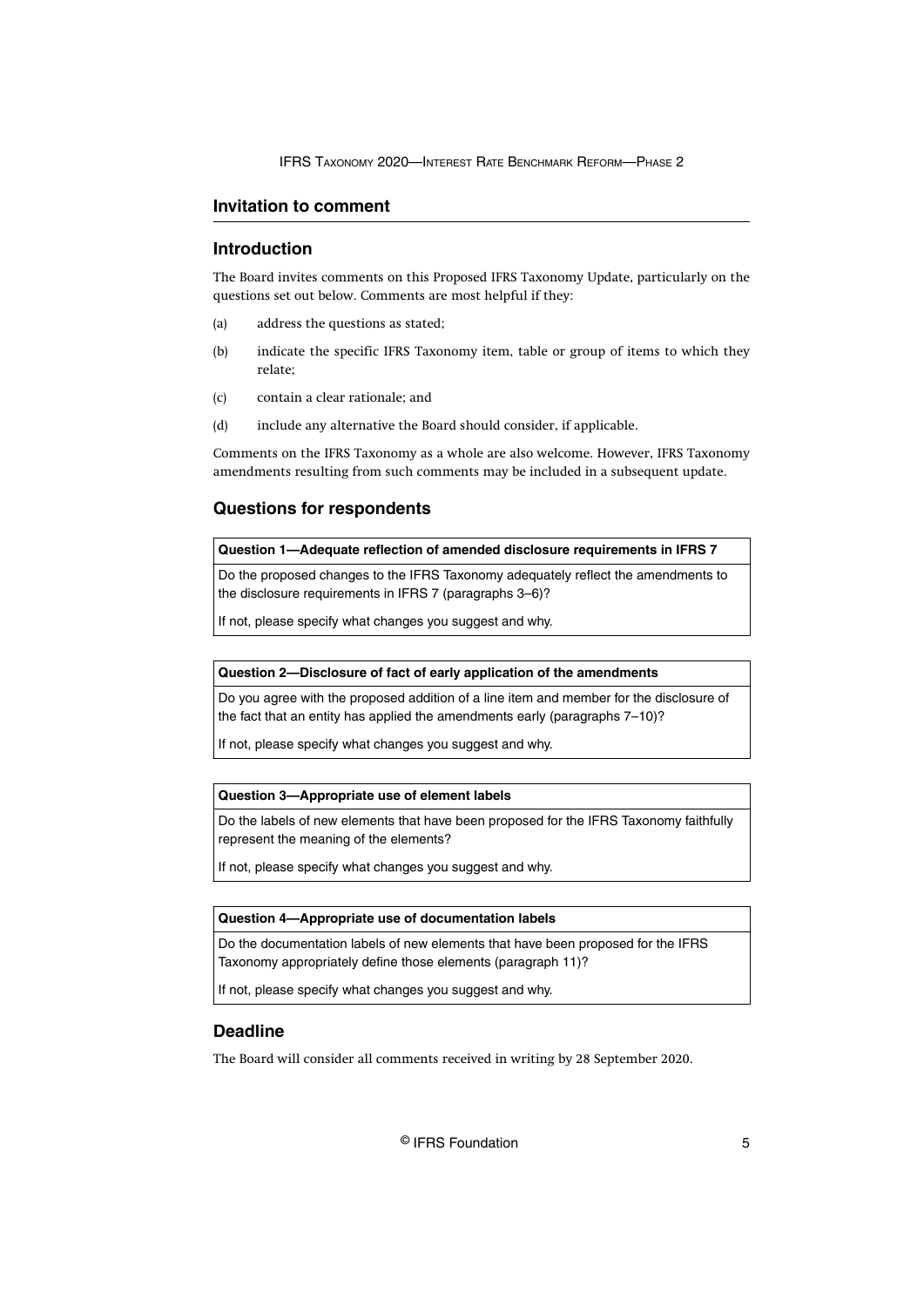## Invitation to comment

### Introduction

The Board invites comments on this Proposed IFRS Taxonomy Update, particularly on the questions set out below. Comments are most helpful if they:

(a) address the questions as stated;

(b) indicate the specific IFRS Taxonomy item, table or group of items to which they relate;

(c) contain a clear rationale; and

(d) include any alternative the Board should consider, if applicable.

Comments on the IFRS Taxonomy as a whole are also welcome. However, IFRS Taxonomy amendments resulting from such comments may be included in a subsequent update.

### Questions for respondents

**Question 1—Adequate reflection of amended disclosure requirements in IFRS 7**

Do the proposed changes to the IFRS Taxonomy adequately reflect the amendments to the disclosure requirements in IFRS 7 (paragraphs 3–6)?

If not, please specify what changes you suggest and why.

**Question 2—Disclosure of fact of early application of the amendments**

Do you agree with the proposed addition of a line item and member for the disclosure of the fact that an entity has applied the amendments early (paragraphs 7–10)?

If not, please specify what changes you suggest and why.

**Question 3—Appropriate use of element labels**

Do the labels of new elements that have been proposed for the IFRS Taxonomy faithfully represent the meaning of the elements?

If not, please specify what changes you suggest and why.

**Question 4—Appropriate use of documentation labels**

Do the documentation labels of new elements that have been proposed for the IFRS Taxonomy appropriately define those elements (paragraph 11)?

If not, please specify what changes you suggest and why.

### Deadline

The Board will consider all comments received in writing by 28 September 2020.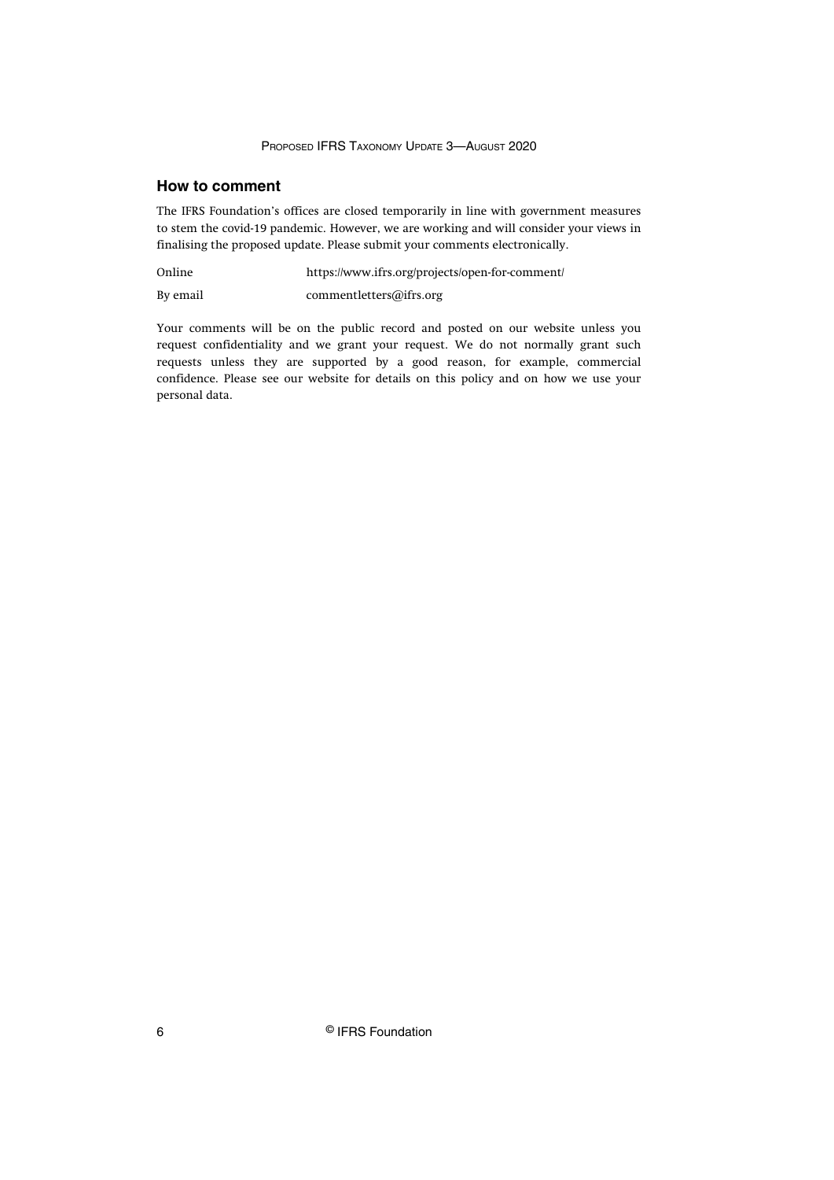## How to comment

The IFRS Foundation's offices are closed temporarily in line with government measures to stem the covid-19 pandemic. However, we are working and will consider your views in finalising the proposed update. Please submit your comments electronically.

| | |
|---|---|
| Online | https://www.ifrs.org/projects/open-for-comment/ |
| By email | commentletters@ifrs.org |

Your comments will be on the public record and posted on our website unless you request confidentiality and we grant your request. We do not normally grant such requests unless they are supported by a good reason, for example, commercial confidence. Please see our website for details on this policy and on how we use your personal data.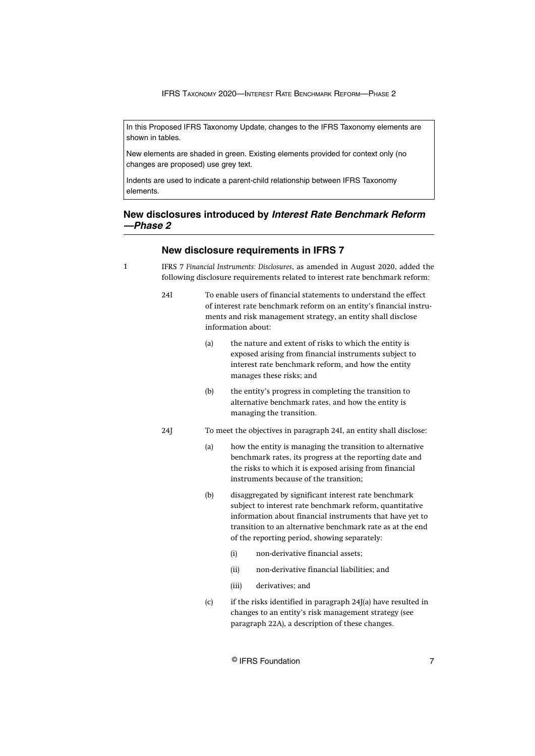In this Proposed IFRS Taxonomy Update, changes to the IFRS Taxonomy elements are shown in tables.

New elements are shaded in green. Existing elements provided for context only (no changes are proposed) use grey text.

Indents are used to indicate a parent-child relationship between IFRS Taxonomy elements.

## New disclosures introduced by *Interest Rate Benchmark Reform —Phase 2*

### New disclosure requirements in IFRS 7

1 IFRS 7 *Financial Instruments: Disclosures*, as amended in August 2020, added the following disclosure requirements related to interest rate benchmark reform:

24I To enable users of financial statements to understand the effect of interest rate benchmark reform on an entity's financial instruments and risk management strategy, an entity shall disclose information about:

- (a) the nature and extent of risks to which the entity is exposed arising from financial instruments subject to interest rate benchmark reform, and how the entity manages these risks; and
- (b) the entity's progress in completing the transition to alternative benchmark rates, and how the entity is managing the transition.

24J To meet the objectives in paragraph 24I, an entity shall disclose:

- (a) how the entity is managing the transition to alternative benchmark rates, its progress at the reporting date and the risks to which it is exposed arising from financial instruments because of the transition;
- (b) disaggregated by significant interest rate benchmark subject to interest rate benchmark reform, quantitative information about financial instruments that have yet to transition to an alternative benchmark rate as at the end of the reporting period, showing separately:
  - (i) non-derivative financial assets;
  - (ii) non-derivative financial liabilities; and
  - (iii) derivatives; and
- (c) if the risks identified in paragraph 24J(a) have resulted in changes to an entity's risk management strategy (see paragraph 22A), a description of these changes.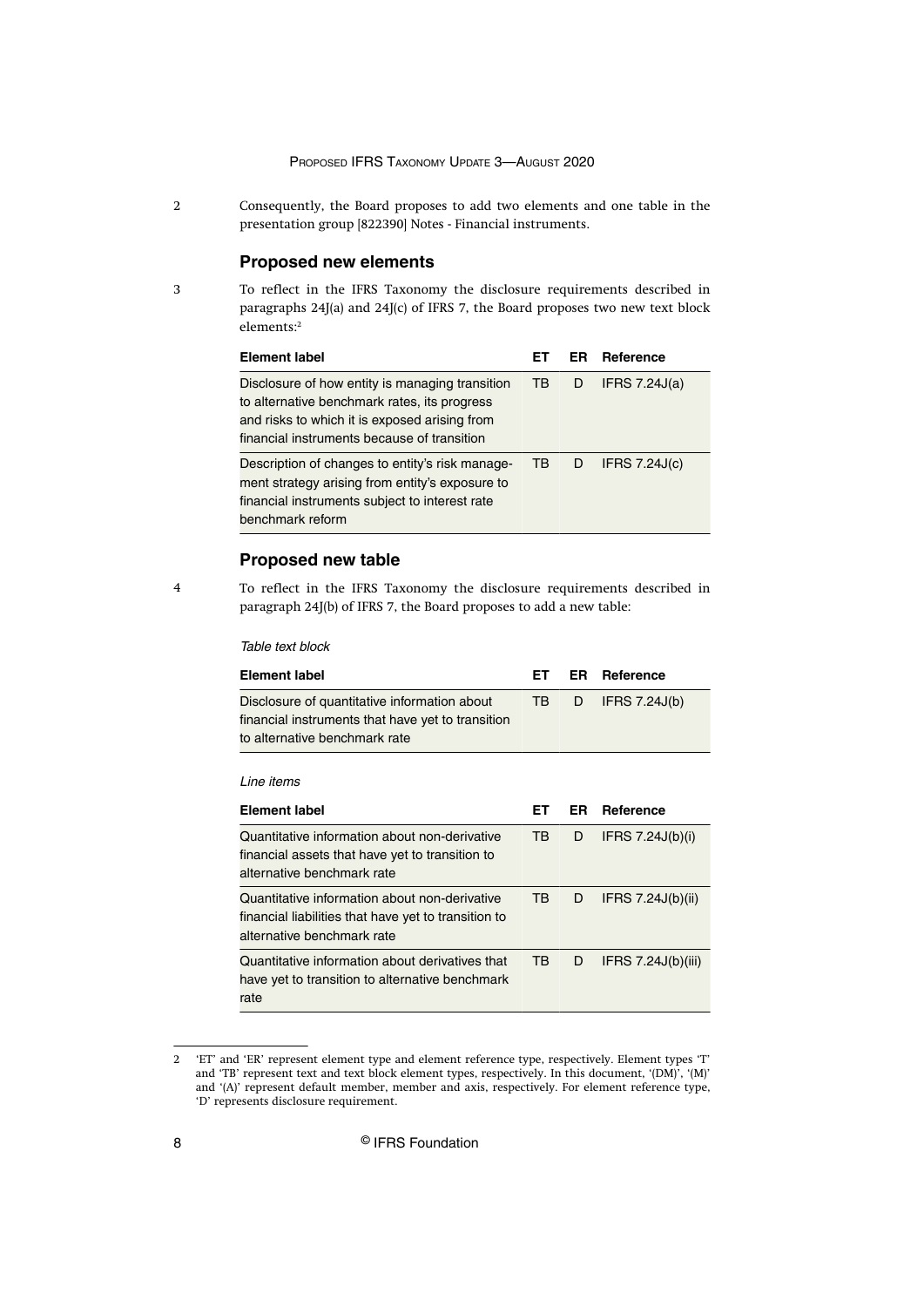2 Consequently, the Board proposes to add two elements and one table in the presentation group [822390] Notes - Financial instruments.

### Proposed new elements

3 To reflect in the IFRS Taxonomy the disclosure requirements described in paragraphs 24J(a) and 24J(c) of IFRS 7, the Board proposes two new text block elements:[2]

| Element label | ET | ER | Reference |
|---|---|---|---|
| Disclosure of how entity is managing transition to alternative benchmark rates, its progress and risks to which it is exposed arising from financial instruments because of transition | TB | D | IFRS 7.24J(a) |
| Description of changes to entity's risk management strategy arising from entity's exposure to financial instruments subject to interest rate benchmark reform | TB | D | IFRS 7.24J(c) |

### Proposed new table

4 To reflect in the IFRS Taxonomy the disclosure requirements described in paragraph 24J(b) of IFRS 7, the Board proposes to add a new table:

*Table text block*

| Element label | ET | ER | Reference |
|---|---|---|---|
| Disclosure of quantitative information about financial instruments that have yet to transition to alternative benchmark rate | TB | D | IFRS 7.24J(b) |

*Line items*

| Element label | ET | ER | Reference |
|---|---|---|---|
| Quantitative information about non-derivative financial assets that have yet to transition to alternative benchmark rate | TB | D | IFRS 7.24J(b)(i) |
| Quantitative information about non-derivative financial liabilities that have yet to transition to alternative benchmark rate | TB | D | IFRS 7.24J(b)(ii) |
| Quantitative information about derivatives that have yet to transition to alternative benchmark rate | TB | D | IFRS 7.24J(b)(iii) |

---

2 'ET' and 'ER' represent element type and element reference type, respectively. Element types 'T' and 'TB' represent text and text block element types, respectively. In this document, '(DM)', '(M)' and '(A)' represent default member, member and axis, respectively. For element reference type, 'D' represents disclosure requirement.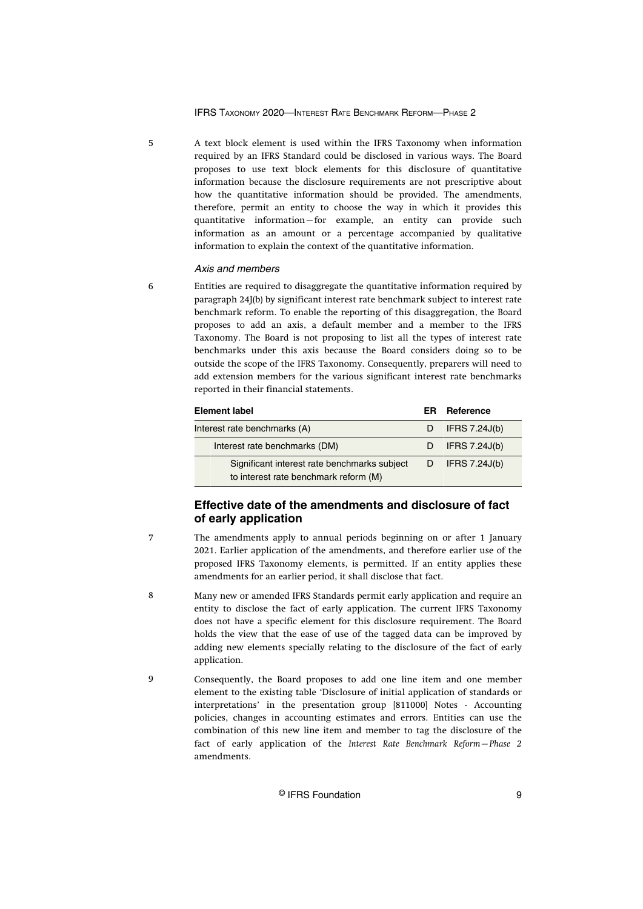5 A text block element is used within the IFRS Taxonomy when information required by an IFRS Standard could be disclosed in various ways. The Board proposes to use text block elements for this disclosure of quantitative information because the disclosure requirements are not prescriptive about how the quantitative information should be provided. The amendments, therefore, permit an entity to choose the way in which it provides this quantitative information—for example, an entity can provide such information as an amount or a percentage accompanied by qualitative information to explain the context of the quantitative information.

*Axis and members*

6 Entities are required to disaggregate the quantitative information required by paragraph 24J(b) by significant interest rate benchmark subject to interest rate benchmark reform. To enable the reporting of this disaggregation, the Board proposes to add an axis, a default member and a member to the IFRS Taxonomy. The Board is not proposing to list all the types of interest rate benchmarks under this axis because the Board considers doing so to be outside the scope of the IFRS Taxonomy. Consequently, preparers will need to add extension members for the various significant interest rate benchmarks reported in their financial statements.

| Element label | ER | Reference |
|---|---|---|
| Interest rate benchmarks (A) | D | IFRS 7.24J(b) |
| Interest rate benchmarks (DM) | D | IFRS 7.24J(b) |
| Significant interest rate benchmarks subject to interest rate benchmark reform (M) | D | IFRS 7.24J(b) |

## Effective date of the amendments and disclosure of fact of early application

7 The amendments apply to annual periods beginning on or after 1 January 2021. Earlier application of the amendments, and therefore earlier use of the proposed IFRS Taxonomy elements, is permitted. If an entity applies these amendments for an earlier period, it shall disclose that fact.

8 Many new or amended IFRS Standards permit early application and require an entity to disclose the fact of early application. The current IFRS Taxonomy does not have a specific element for this disclosure requirement. The Board holds the view that the ease of use of the tagged data can be improved by adding new elements specially relating to the disclosure of the fact of early application.

9 Consequently, the Board proposes to add one line item and one member element to the existing table 'Disclosure of initial application of standards or interpretations' in the presentation group [811000] Notes - Accounting policies, changes in accounting estimates and errors. Entities can use the combination of this new line item and member to tag the disclosure of the fact of early application of the *Interest Rate Benchmark Reform—Phase 2* amendments.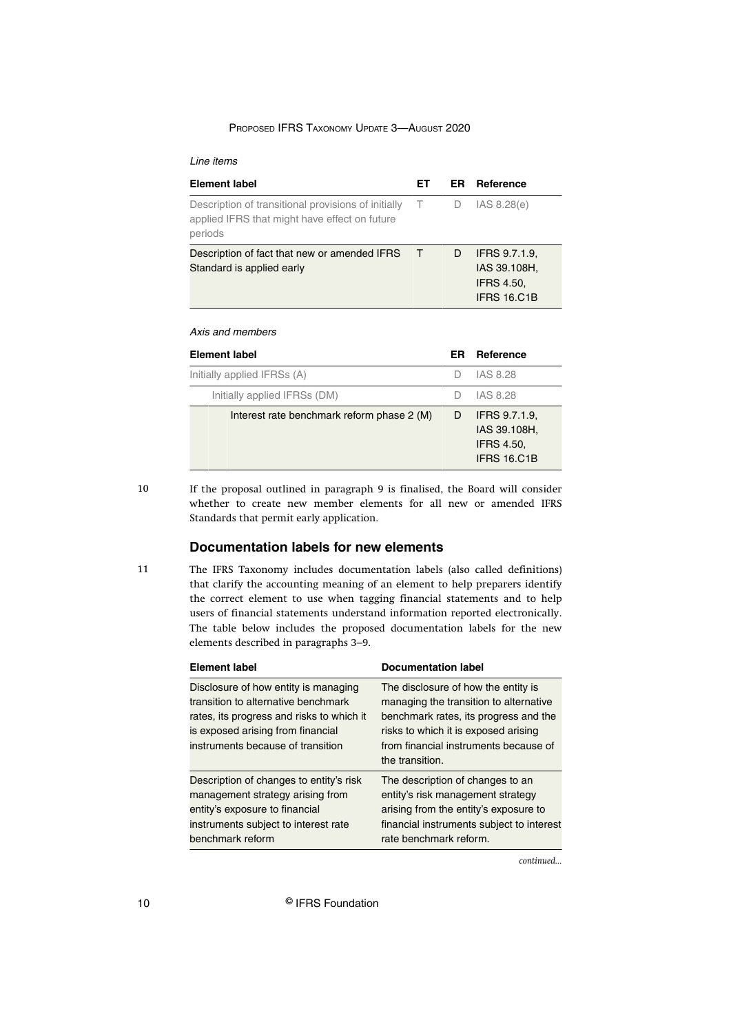*Line items*

| Element label | ET | ER | Reference |
|---|---|---|---|
| Description of transitional provisions of initially applied IFRS that might have effect on future periods | T | D | IAS 8.28(e) |
| Description of fact that new or amended IFRS Standard is applied early | T | D | IFRS 9.7.1.9, IAS 39.108H, IFRS 4.50, IFRS 16.C1B |

*Axis and members*

| Element label | ER | Reference |
|---|---|---|
| Initially applied IFRSs (A) | D | IAS 8.28 |
| Initially applied IFRSs (DM) | D | IAS 8.28 |
| Interest rate benchmark reform phase 2 (M) | D | IFRS 9.7.1.9, IAS 39.108H, IFRS 4.50, IFRS 16.C1B |

10 If the proposal outlined in paragraph 9 is finalised, the Board will consider whether to create new member elements for all new or amended IFRS Standards that permit early application.

## Documentation labels for new elements

11 The IFRS Taxonomy includes documentation labels (also called definitions) that clarify the accounting meaning of an element to help preparers identify the correct element to use when tagging financial statements and to help users of financial statements understand information reported electronically. The table below includes the proposed documentation labels for the new elements described in paragraphs 3–9.

| Element label | Documentation label |
|---|---|
| Disclosure of how entity is managing transition to alternative benchmark rates, its progress and risks to which it is exposed arising from financial instruments because of transition | The disclosure of how the entity is managing the transition to alternative benchmark rates, its progress and the risks to which it is exposed arising from financial instruments because of the transition. |
| Description of changes to entity's risk management strategy arising from entity's exposure to financial instruments subject to interest rate benchmark reform | The description of changes to an entity's risk management strategy arising from the entity's exposure to financial instruments subject to interest rate benchmark reform. |

*continued...*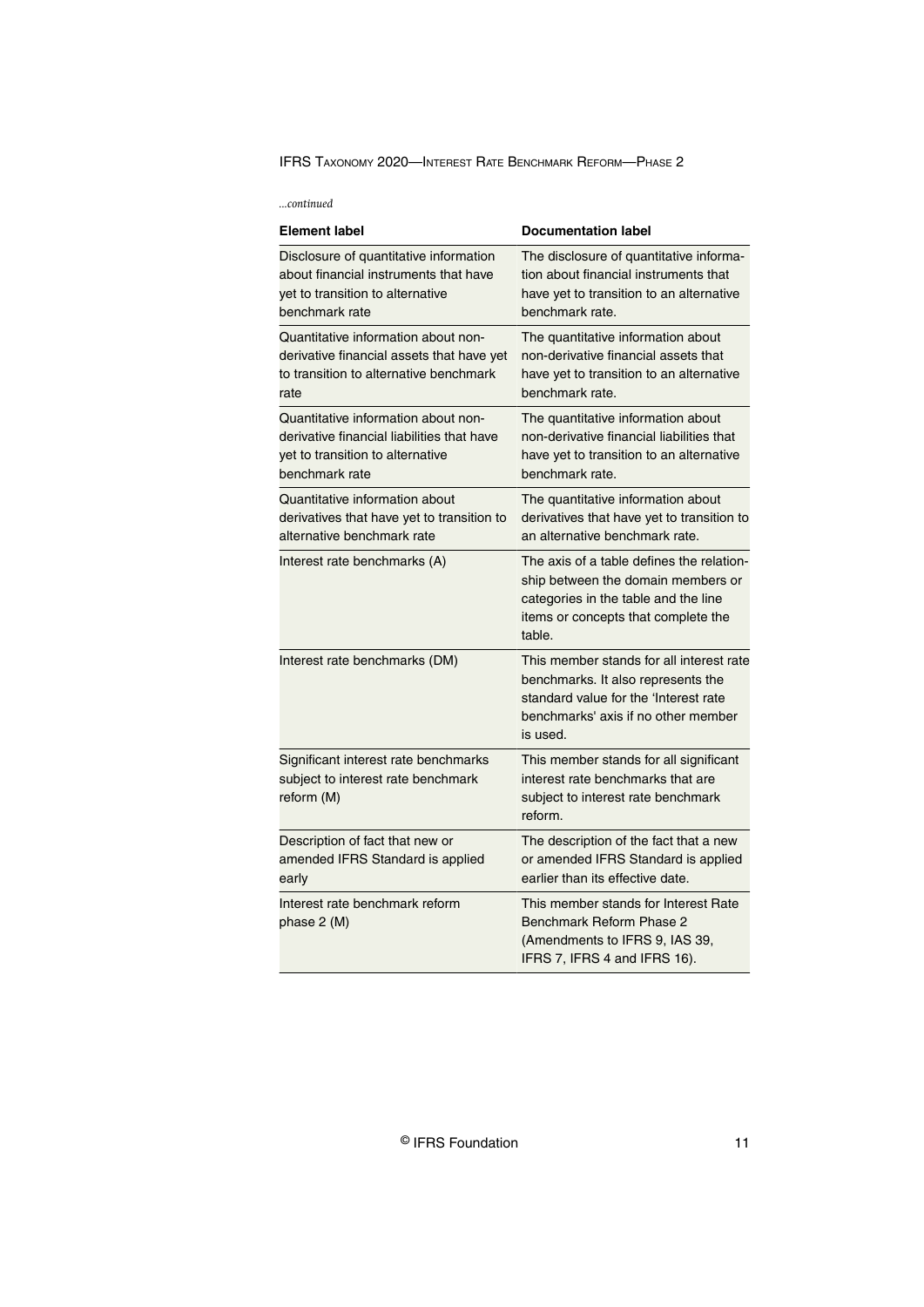*...continued*

| Element label | Documentation label |
| --- | --- |
| Disclosure of quantitative information about financial instruments that have yet to transition to alternative benchmark rate | The disclosure of quantitative information about financial instruments that have yet to transition to an alternative benchmark rate. |
| Quantitative information about non-derivative financial assets that have yet to transition to alternative benchmark rate | The quantitative information about non-derivative financial assets that have yet to transition to an alternative benchmark rate. |
| Quantitative information about non-derivative financial liabilities that have yet to transition to alternative benchmark rate | The quantitative information about non-derivative financial liabilities that have yet to transition to an alternative benchmark rate. |
| Quantitative information about derivatives that have yet to transition to alternative benchmark rate | The quantitative information about derivatives that have yet to transition to an alternative benchmark rate. |
| Interest rate benchmarks (A) | The axis of a table defines the relationship between the domain members or categories in the table and the line items or concepts that complete the table. |
| Interest rate benchmarks (DM) | This member stands for all interest rate benchmarks. It also represents the standard value for the 'Interest rate benchmarks' axis if no other member is used. |
| Significant interest rate benchmarks subject to interest rate benchmark reform (M) | This member stands for all significant interest rate benchmarks that are subject to interest rate benchmark reform. |
| Description of fact that new or amended IFRS Standard is applied early | The description of the fact that a new or amended IFRS Standard is applied earlier than its effective date. |
| Interest rate benchmark reform phase 2 (M) | This member stands for Interest Rate Benchmark Reform Phase 2 (Amendments to IFRS 9, IAS 39, IFRS 7, IFRS 4 and IFRS 16). |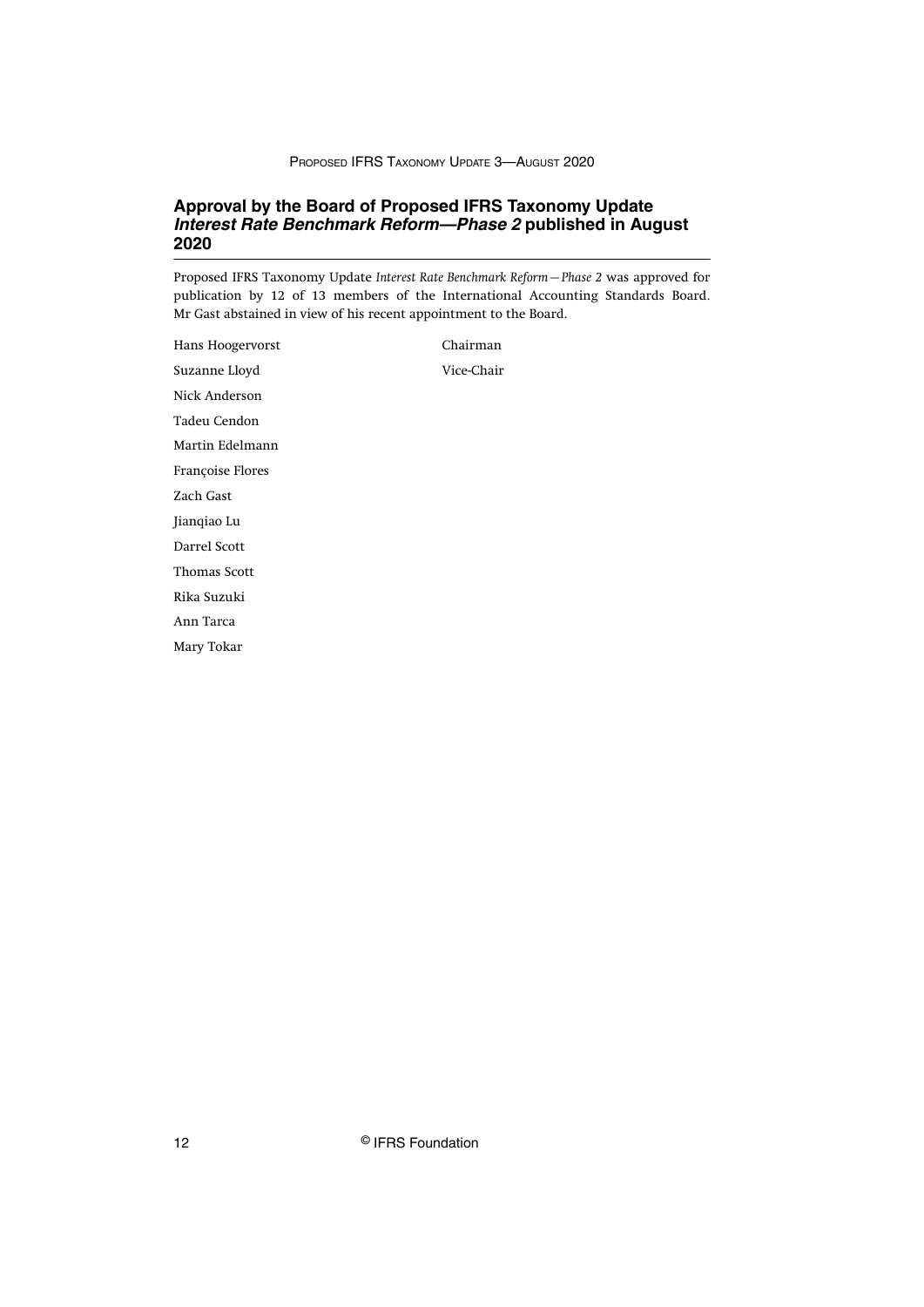## Approval by the Board of Proposed IFRS Taxonomy Update *Interest Rate Benchmark Reform—Phase 2* published in August 2020

Proposed IFRS Taxonomy Update *Interest Rate Benchmark Reform—Phase 2* was approved for publication by 12 of 13 members of the International Accounting Standards Board. Mr Gast abstained in view of his recent appointment to the Board.

| | |
|---|---|
| Hans Hoogervorst | Chairman |
| Suzanne Lloyd | Vice-Chair |
| Nick Anderson | |
| Tadeu Cendon | |
| Martin Edelmann | |
| Françoise Flores | |
| Zach Gast | |
| Jianqiao Lu | |
| Darrel Scott | |
| Thomas Scott | |
| Rika Suzuki | |
| Ann Tarca | |
| Mary Tokar | |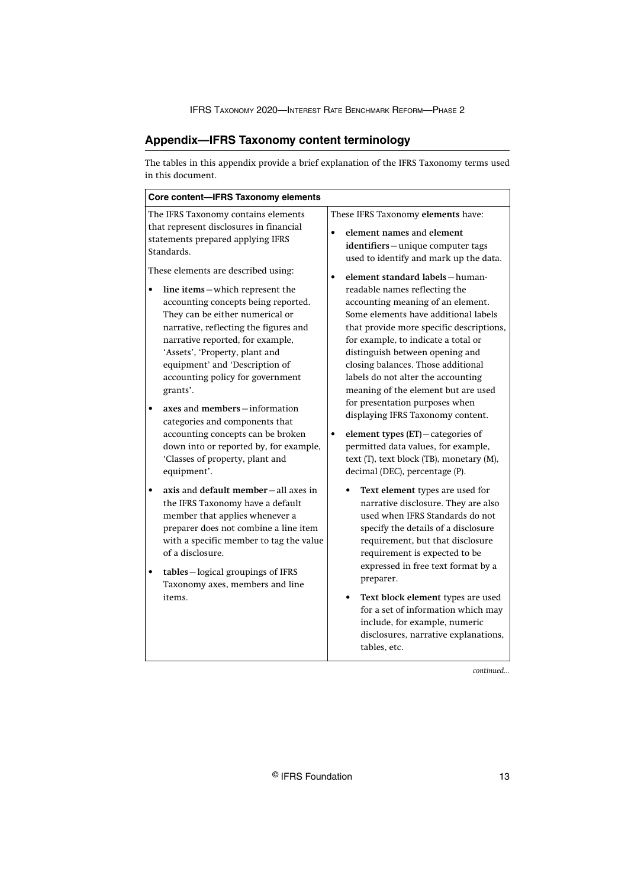## Appendix—IFRS Taxonomy content terminology

The tables in this appendix provide a brief explanation of the IFRS Taxonomy terms used in this document.

**Core content—IFRS Taxonomy elements**

The IFRS Taxonomy contains elements that represent disclosures in financial statements prepared applying IFRS Standards.

These elements are described using:

- **line items**—which represent the accounting concepts being reported. They can be either numerical or narrative, reflecting the figures and narrative reported, for example, 'Assets', 'Property, plant and equipment' and 'Description of accounting policy for government grants'.
- **axes** and **members**—information categories and components that accounting concepts can be broken down into or reported by, for example, 'Classes of property, plant and equipment'.
- **axis** and **default member**—all axes in the IFRS Taxonomy have a default member that applies whenever a preparer does not combine a line item with a specific member to tag the value of a disclosure.
- **tables**—logical groupings of IFRS Taxonomy axes, members and line items.

These IFRS Taxonomy **elements** have:

- **element names** and **element identifiers**—unique computer tags used to identify and mark up the data.
- **element standard labels**—human-readable names reflecting the accounting meaning of an element. Some elements have additional labels that provide more specific descriptions, for example, to indicate a total or distinguish between opening and closing balances. Those additional labels do not alter the accounting meaning of the element but are used for presentation purposes when displaying IFRS Taxonomy content.
- **element types (ET)**—categories of permitted data values, for example, text (T), text block (TB), monetary (M), decimal (DEC), percentage (P).
  - **Text element** types are used for narrative disclosure. They are also used when IFRS Standards do not specify the details of a disclosure requirement, but that disclosure requirement is expected to be expressed in free text format by a preparer.
  - **Text block element** types are used for a set of information which may include, for example, numeric disclosures, narrative explanations, tables, etc.

*continued...*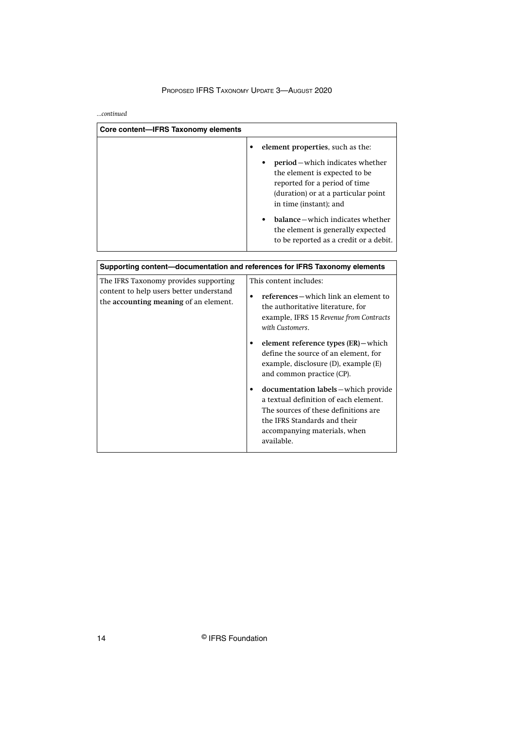*...continued*

| Core content—IFRS Taxonomy elements | |
|---|---|
| | • **element properties**, such as the:<br>• **period**—which indicates whether the element is expected to be reported for a period of time (duration) or at a particular point in time (instant); and<br>• **balance**—which indicates whether the element is generally expected to be reported as a credit or a debit. |

| Supporting content—documentation and references for IFRS Taxonomy elements | |
|---|---|
| The IFRS Taxonomy provides supporting content to help users better understand the **accounting meaning** of an element. | This content includes:<br>• **references**—which link an element to the authoritative literature, for example, IFRS 15 *Revenue from Contracts with Customers*.<br>• **element reference types (ER)**—which define the source of an element, for example, disclosure (D), example (E) and common practice (CP).<br>• **documentation labels**—which provide a textual definition of each element. The sources of these definitions are the IFRS Standards and their accompanying materials, when available. |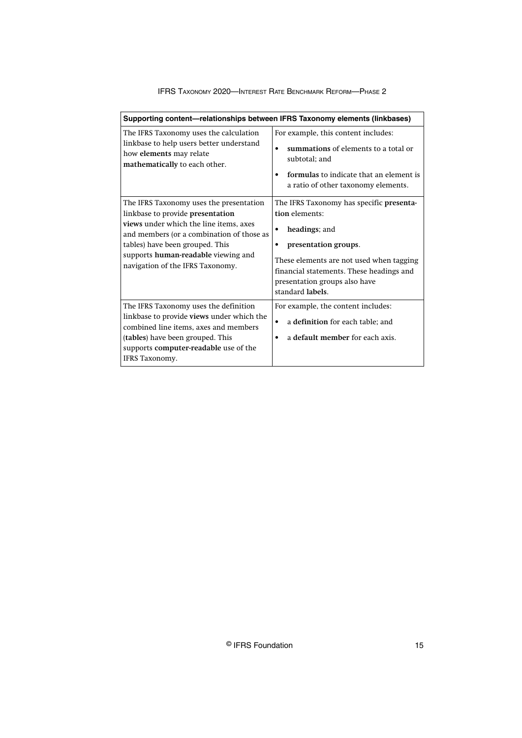| Supporting content—relationships between IFRS Taxonomy elements (linkbases) | |
|---|---|
| The IFRS Taxonomy uses the calculation linkbase to help users better understand how **elements** may relate **mathematically** to each other. | For example, this content includes:<br>• **summations** of elements to a total or subtotal; and<br>• **formulas** to indicate that an element is a ratio of other taxonomy elements. |
| The IFRS Taxonomy uses the presentation linkbase to provide **presentation views** under which the line items, axes and members (or a combination of those as tables) have been grouped. This supports **human-readable** viewing and navigation of the IFRS Taxonomy. | The IFRS Taxonomy has specific **presentation** elements:<br>• **headings**; and<br>• **presentation groups**.<br>These elements are not used when tagging financial statements. These headings and presentation groups also have standard **labels**. |
| The IFRS Taxonomy uses the definition linkbase to provide **views** under which the combined line items, axes and members (**tables**) have been grouped. This supports **computer-readable** use of the IFRS Taxonomy. | For example, the content includes:<br>• a **definition** for each table; and<br>• a **default member** for each axis. |